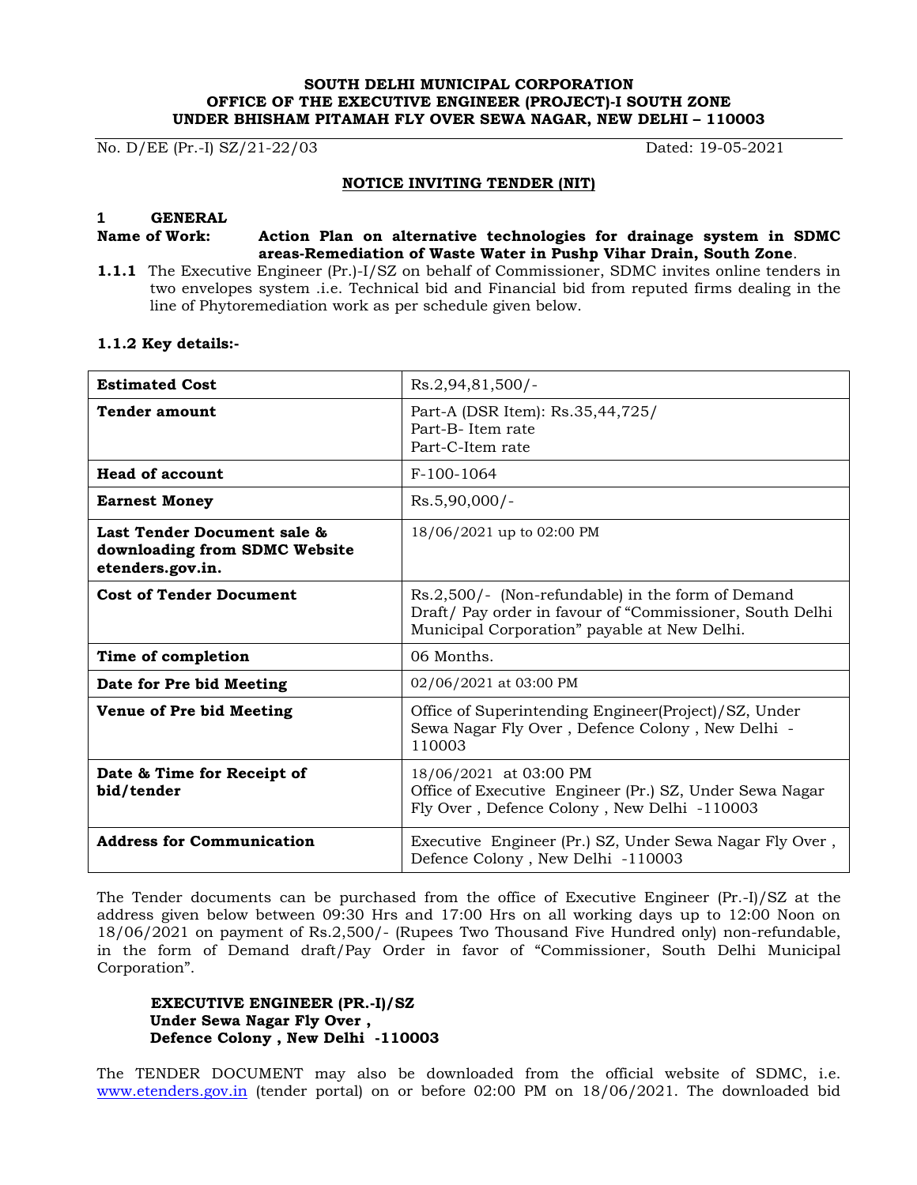**SOUTH DELHI MUNICIPAL CORPORATION**
**OFFICE OF THE EXECUTIVE ENGINEER (PROJECT)-I SOUTH ZONE**
**UNDER BHISHAM PITAMAH FLY OVER SEWA NAGAR, NEW DELHI – 110003**

No. D/EE (Pr.-I) SZ/21-22/03 Dated: 19-05-2021

## NOTICE INVITING TENDER (NIT)

### 1 GENERAL

**Name of Work:** **Action Plan on alternative technologies for drainage system in SDMC areas-Remediation of Waste Water in Pushp Vihar Drain, South Zone**.

**1.1.1** The Executive Engineer (Pr.)-I/SZ on behalf of Commissioner, SDMC invites online tenders in two envelopes system .i.e. Technical bid and Financial bid from reputed firms dealing in the line of Phytoremediation work as per schedule given below.

**1.1.2 Key details:-**

| | |
|---|---|
| **Estimated Cost** | Rs.2,94,81,500/- |
| **Tender amount** | Part-A (DSR Item): Rs.35,44,725/<br>Part-B- Item rate<br>Part-C-Item rate |
| **Head of account** | F-100-1064 |
| **Earnest Money** | Rs.5,90,000/- |
| **Last Tender Document sale & downloading from SDMC Website etenders.gov.in.** | 18/06/2021 up to 02:00 PM |
| **Cost of Tender Document** | Rs.2,500/- (Non-refundable) in the form of Demand Draft/ Pay order in favour of "Commissioner, South Delhi Municipal Corporation" payable at New Delhi. |
| **Time of completion** | 06 Months. |
| **Date for Pre bid Meeting** | 02/06/2021 at 03:00 PM |
| **Venue of Pre bid Meeting** | Office of Superintending Engineer(Project)/SZ, Under Sewa Nagar Fly Over , Defence Colony , New Delhi - 110003 |
| **Date & Time for Receipt of bid/tender** | 18/06/2021 at 03:00 PM<br>Office of Executive Engineer (Pr.) SZ, Under Sewa Nagar Fly Over , Defence Colony , New Delhi -110003 |
| **Address for Communication** | Executive Engineer (Pr.) SZ, Under Sewa Nagar Fly Over , Defence Colony , New Delhi -110003 |

The Tender documents can be purchased from the office of Executive Engineer (Pr.-I)/SZ at the address given below between 09:30 Hrs and 17:00 Hrs on all working days up to 12:00 Noon on 18/06/2021 on payment of Rs.2,500/- (Rupees Two Thousand Five Hundred only) non-refundable, in the form of Demand draft/Pay Order in favor of "Commissioner, South Delhi Municipal Corporation".

**EXECUTIVE ENGINEER (PR.-I)/SZ**
**Under Sewa Nagar Fly Over ,**
**Defence Colony , New Delhi -110003**

The TENDER DOCUMENT may also be downloaded from the official website of SDMC, i.e. www.etenders.gov.in (tender portal) on or before 02:00 PM on 18/06/2021. The downloaded bid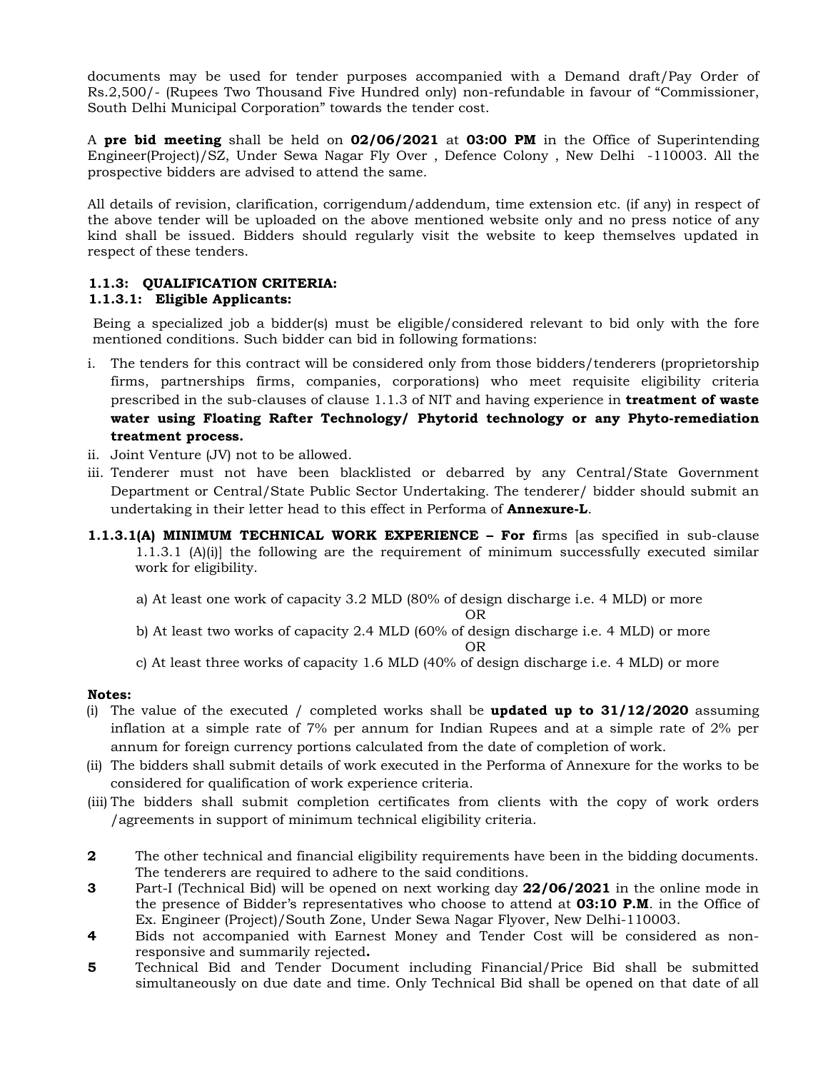documents may be used for tender purposes accompanied with a Demand draft/Pay Order of Rs.2,500/- (Rupees Two Thousand Five Hundred only) non-refundable in favour of "Commissioner, South Delhi Municipal Corporation" towards the tender cost.

A **pre bid meeting** shall be held on **02/06/2021** at **03:00 PM** in the Office of Superintending Engineer(Project)/SZ, Under Sewa Nagar Fly Over , Defence Colony , New Delhi -110003. All the prospective bidders are advised to attend the same.

All details of revision, clarification, corrigendum/addendum, time extension etc. (if any) in respect of the above tender will be uploaded on the above mentioned website only and no press notice of any kind shall be issued. Bidders should regularly visit the website to keep themselves updated in respect of these tenders.

**1.1.3: QUALIFICATION CRITERIA:**

**1.1.3.1: Eligible Applicants:**

Being a specialized job a bidder(s) must be eligible/considered relevant to bid only with the fore mentioned conditions. Such bidder can bid in following formations:

i. The tenders for this contract will be considered only from those bidders/tenderers (proprietorship firms, partnerships firms, companies, corporations) who meet requisite eligibility criteria prescribed in the sub-clauses of clause 1.1.3 of NIT and having experience in **treatment of waste water using Floating Rafter Technology/ Phytorid technology or any Phyto-remediation treatment process.**

ii. Joint Venture (JV) not to be allowed.

iii. Tenderer must not have been blacklisted or debarred by any Central/State Government Department or Central/State Public Sector Undertaking. The tenderer/ bidder should submit an undertaking in their letter head to this effect in Performa of **Annexure-L**.

**1.1.3.1(A) MINIMUM TECHNICAL WORK EXPERIENCE – For f**irms [as specified in sub-clause 1.1.3.1 (A)(i)] the following are the requirement of minimum successfully executed similar work for eligibility.

a) At least one work of capacity 3.2 MLD (80% of design discharge i.e. 4 MLD) or more

OR

b) At least two works of capacity 2.4 MLD (60% of design discharge i.e. 4 MLD) or more

OR

c) At least three works of capacity 1.6 MLD (40% of design discharge i.e. 4 MLD) or more

**Notes:**

(i) The value of the executed / completed works shall be **updated up to 31/12/2020** assuming inflation at a simple rate of 7% per annum for Indian Rupees and at a simple rate of 2% per annum for foreign currency portions calculated from the date of completion of work.

(ii) The bidders shall submit details of work executed in the Performa of Annexure for the works to be considered for qualification of work experience criteria.

(iii) The bidders shall submit completion certificates from clients with the copy of work orders /agreements in support of minimum technical eligibility criteria.

**2** The other technical and financial eligibility requirements have been in the bidding documents. The tenderers are required to adhere to the said conditions.

**3** Part-I (Technical Bid) will be opened on next working day **22/06/2021** in the online mode in the presence of Bidder's representatives who choose to attend at **03:10 P.M**. in the Office of Ex. Engineer (Project)/South Zone, Under Sewa Nagar Flyover, New Delhi-110003.

**4** Bids not accompanied with Earnest Money and Tender Cost will be considered as non-responsive and summarily rejected**.**

**5** Technical Bid and Tender Document including Financial/Price Bid shall be submitted simultaneously on due date and time. Only Technical Bid shall be opened on that date of all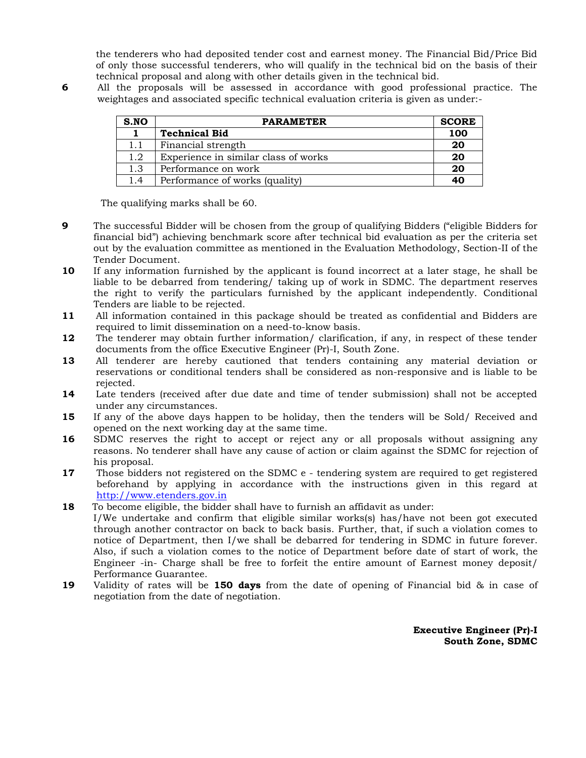the tenderers who had deposited tender cost and earnest money. The Financial Bid/Price Bid of only those successful tenderers, who will qualify in the technical bid on the basis of their technical proposal and along with other details given in the technical bid.

**6** All the proposals will be assessed in accordance with good professional practice. The weightages and associated specific technical evaluation criteria is given as under:-

| S.NO | PARAMETER | SCORE |
|---|---|---|
| **1** | **Technical Bid** | **100** |
| 1.1 | Financial strength | **20** |
| 1.2 | Experience in similar class of works | **20** |
| 1.3 | Performance on work | **20** |
| 1.4 | Performance of works (quality) | **40** |

The qualifying marks shall be 60.

**9** The successful Bidder will be chosen from the group of qualifying Bidders ("eligible Bidders for financial bid") achieving benchmark score after technical bid evaluation as per the criteria set out by the evaluation committee as mentioned in the Evaluation Methodology, Section-II of the Tender Document.

**10** If any information furnished by the applicant is found incorrect at a later stage, he shall be liable to be debarred from tendering/ taking up of work in SDMC. The department reserves the right to verify the particulars furnished by the applicant independently. Conditional Tenders are liable to be rejected.

**11** All information contained in this package should be treated as confidential and Bidders are required to limit dissemination on a need-to-know basis.

**12** The tenderer may obtain further information/ clarification, if any, in respect of these tender documents from the office Executive Engineer (Pr)-I, South Zone.

**13** All tenderer are hereby cautioned that tenders containing any material deviation or reservations or conditional tenders shall be considered as non-responsive and is liable to be rejected.

**14** Late tenders (received after due date and time of tender submission) shall not be accepted under any circumstances.

**15** If any of the above days happen to be holiday, then the tenders will be Sold/ Received and opened on the next working day at the same time.

**16** SDMC reserves the right to accept or reject any or all proposals without assigning any reasons. No tenderer shall have any cause of action or claim against the SDMC for rejection of his proposal.

**17** Those bidders not registered on the SDMC e - tendering system are required to get registered beforehand by applying in accordance with the instructions given in this regard at http://www.etenders.gov.in

**18** To become eligible, the bidder shall have to furnish an affidavit as under:
I/We undertake and confirm that eligible similar works(s) has/have not been got executed through another contractor on back to back basis. Further, that, if such a violation comes to notice of Department, then I/we shall be debarred for tendering in SDMC in future forever. Also, if such a violation comes to the notice of Department before date of start of work, the Engineer -in- Charge shall be free to forfeit the entire amount of Earnest money deposit/ Performance Guarantee.

**19** Validity of rates will be **150 days** from the date of opening of Financial bid & in case of negotiation from the date of negotiation.

**Executive Engineer (Pr)-I**
**South Zone, SDMC**